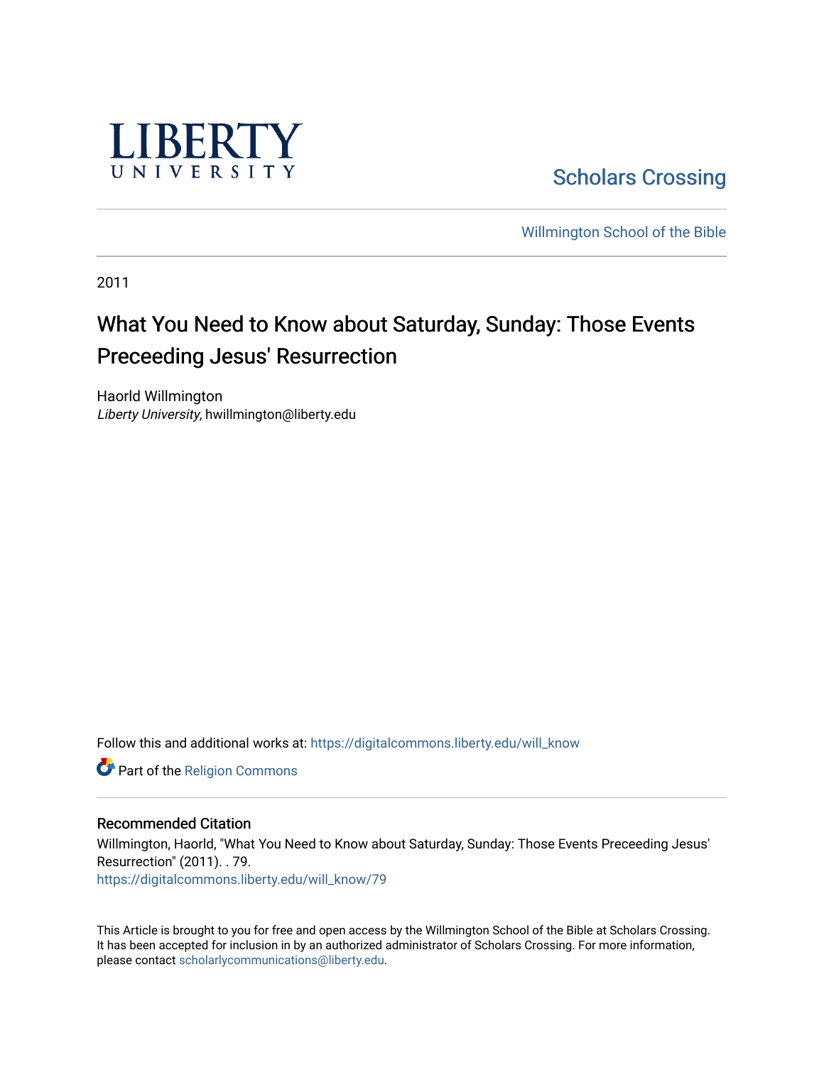LIBERTY UNIVERSITY

Scholars Crossing

Willmington School of the Bible

2011

# What You Need to Know about Saturday, Sunday: Those Events Preceeding Jesus' Resurrection

Haorld Willmington
*Liberty University*, hwillmington@liberty.edu

Follow this and additional works at: https://digitalcommons.liberty.edu/will_know

Part of the Religion Commons

## Recommended Citation

Willmington, Haorld, "What You Need to Know about Saturday, Sunday: Those Events Preceeding Jesus' Resurrection" (2011). . 79.
https://digitalcommons.liberty.edu/will_know/79

This Article is brought to you for free and open access by the Willmington School of the Bible at Scholars Crossing. It has been accepted for inclusion in by an authorized administrator of Scholars Crossing. For more information, please contact scholarlycommunications@liberty.edu.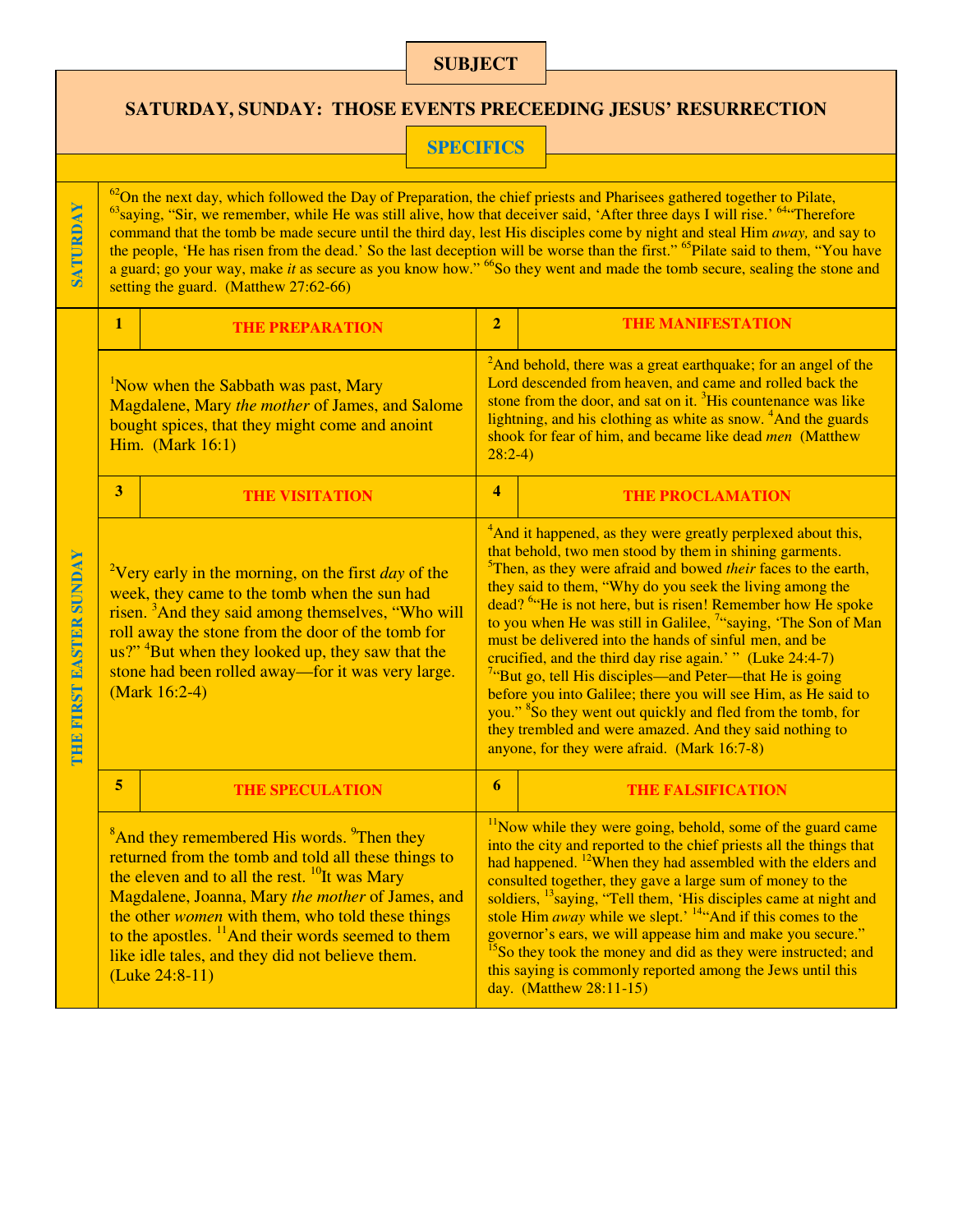**SUBJECT**

## SATURDAY, SUNDAY: THOSE EVENTS PRECEEDING JESUS' RESURRECTION

**SPECIFICS**

**SATURDAY**

[62]On the next day, which followed the Day of Preparation, the chief priests and Pharisees gathered together to Pilate, [63]saying, "Sir, we remember, while He was still alive, how that deceiver said, 'After three days I will rise.' [64]"Therefore command that the tomb be made secure until the third day, lest His disciples come by night and steal Him *away,* and say to the people, 'He has risen from the dead.' So the last deception will be worse than the first." [65]Pilate said to them, "You have a guard; go your way, make *it* as secure as you know how." [66]So they went and made the tomb secure, sealing the stone and setting the guard. (Matthew 27:62-66)

**THE FIRST EASTER SUNDAY**

| | |
|---|---|
| **1 THE PREPARATION** | **2 THE MANIFESTATION** |
| [1]Now when the Sabbath was past, Mary Magdalene, Mary *the mother* of James, and Salome bought spices, that they might come and anoint Him. (Mark 16:1) | [2]And behold, there was a great earthquake; for an angel of the Lord descended from heaven, and came and rolled back the stone from the door, and sat on it. [3]His countenance was like lightning, and his clothing as white as snow. [4]And the guards shook for fear of him, and became like dead *men* (Matthew 28:2-4) |
| **3 THE VISITATION** | **4 THE PROCLAMATION** |
| [2]Very early in the morning, on the first *day* of the week, they came to the tomb when the sun had risen. [3]And they said among themselves, "Who will roll away the stone from the door of the tomb for us?" [4]But when they looked up, they saw that the stone had been rolled away—for it was very large. (Mark 16:2-4) | [4]And it happened, as they were greatly perplexed about this, that behold, two men stood by them in shining garments. [5]Then, as they were afraid and bowed *their* faces to the earth, they said to them, "Why do you seek the living among the dead? [6]"He is not here, but is risen! Remember how He spoke to you when He was still in Galilee, [7]"saying, 'The Son of Man must be delivered into the hands of sinful men, and be crucified, and the third day rise again.' " (Luke 24:4-7) [7]"But go, tell His disciples—and Peter—that He is going before you into Galilee; there you will see Him, as He said to you." [8]So they went out quickly and fled from the tomb, for they trembled and were amazed. And they said nothing to anyone, for they were afraid. (Mark 16:7-8) |
| **5 THE SPECULATION** | **6 THE FALSIFICATION** |
| [8]And they remembered His words. [9]Then they returned from the tomb and told all these things to the eleven and to all the rest. [10]It was Mary Magdalene, Joanna, Mary *the mother* of James, and the other *women* with them, who told these things to the apostles. [11]And their words seemed to them like idle tales, and they did not believe them. (Luke 24:8-11) | [11]Now while they were going, behold, some of the guard came into the city and reported to the chief priests all the things that had happened. [12]When they had assembled with the elders and consulted together, they gave a large sum of money to the soldiers, [13]saying, "Tell them, 'His disciples came at night and stole Him *away* while we slept.' [14]"And if this comes to the governor's ears, we will appease him and make you secure." [15]So they took the money and did as they were instructed; and this saying is commonly reported among the Jews until this day. (Matthew 28:11-15) |